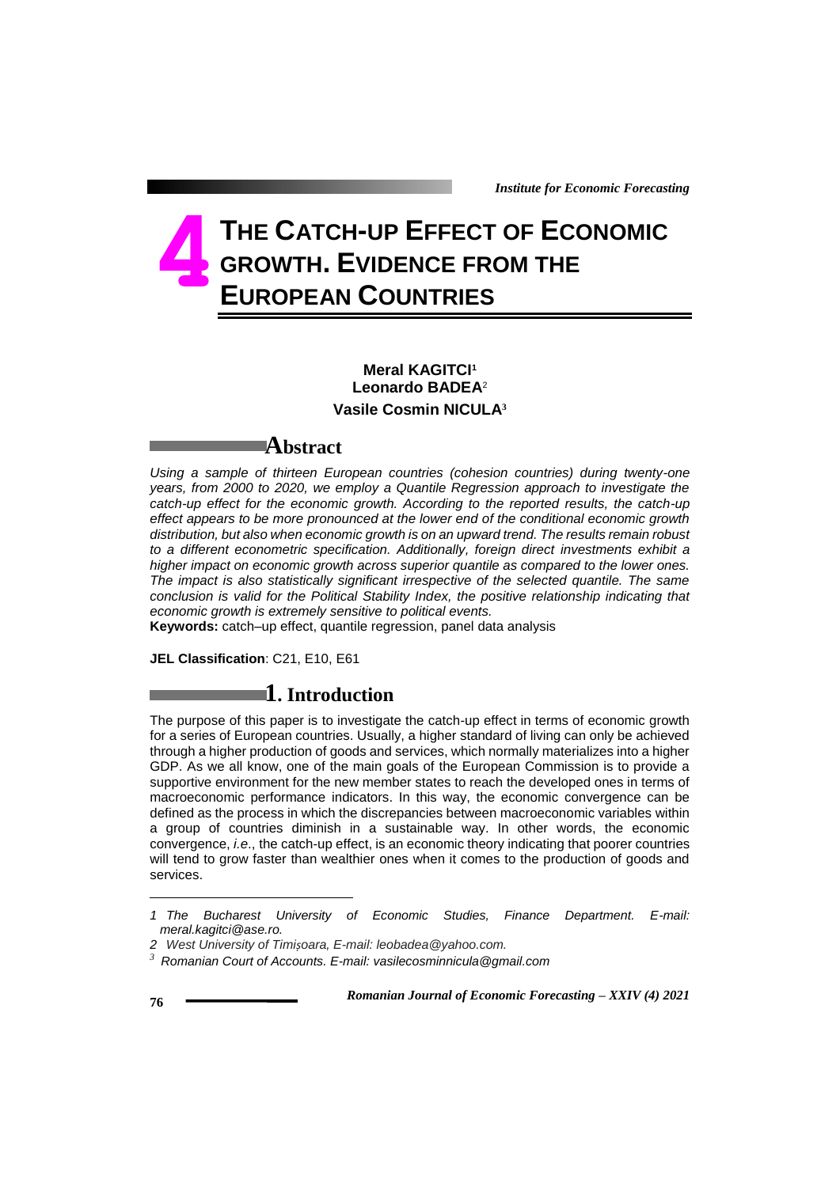# 4 THE CATCH-UP EFFECT OF ECONOMIC GROWTH. EVIDENCE FROM THE EUROPEAN COUNTRIES

**Meral KAGITCI**[1]
**Leonardo BADEA**[2]
**Vasile Cosmin NICULA**[3]

## Abstract

*Using a sample of thirteen European countries (cohesion countries) during twenty-one years, from 2000 to 2020, we employ a Quantile Regression approach to investigate the catch-up effect for the economic growth. According to the reported results, the catch-up effect appears to be more pronounced at the lower end of the conditional economic growth distribution, but also when economic growth is on an upward trend. The results remain robust to a different econometric specification. Additionally, foreign direct investments exhibit a higher impact on economic growth across superior quantile as compared to the lower ones. The impact is also statistically significant irrespective of the selected quantile. The same conclusion is valid for the Political Stability Index, the positive relationship indicating that economic growth is extremely sensitive to political events.*

**Keywords:** catch–up effect, quantile regression, panel data analysis

**JEL Classification**: C21, E10, E61

## 1. Introduction

The purpose of this paper is to investigate the catch-up effect in terms of economic growth for a series of European countries. Usually, a higher standard of living can only be achieved through a higher production of goods and services, which normally materializes into a higher GDP. As we all know, one of the main goals of the European Commission is to provide a supportive environment for the new member states to reach the developed ones in terms of macroeconomic performance indicators. In this way, the economic convergence can be defined as the process in which the discrepancies between macroeconomic variables within a group of countries diminish in a sustainable way. In other words, the economic convergence, *i.e.*, the catch-up effect, is an economic theory indicating that poorer countries will tend to grow faster than wealthier ones when it comes to the production of goods and services.

---

*1 The Bucharest University of Economic Studies, Finance Department. E-mail: meral.kagitci@ase.ro.*

*2 West University of Timișoara, E-mail: leobadea@yahoo.com.*

*3 Romanian Court of Accounts. E-mail: vasilecosminnicula@gmail.com*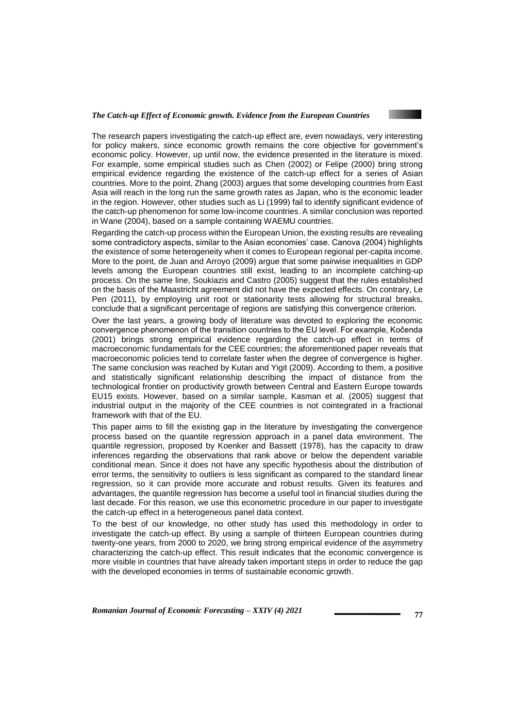The research papers investigating the catch-up effect are, even nowadays, very interesting for policy makers, since economic growth remains the core objective for government's economic policy. However, up until now, the evidence presented in the literature is mixed. For example, some empirical studies such as Chen (2002) or Felipe (2000) bring strong empirical evidence regarding the existence of the catch-up effect for a series of Asian countries. More to the point, Zhang (2003) argues that some developing countries from East Asia will reach in the long run the same growth rates as Japan, who is the economic leader in the region. However, other studies such as Li (1999) fail to identify significant evidence of the catch-up phenomenon for some low-income countries. A similar conclusion was reported in Wane (2004), based on a sample containing WAEMU countries.

Regarding the catch-up process within the European Union, the existing results are revealing some contradictory aspects, similar to the Asian economies' case. Canova (2004) highlights the existence of some heterogeneity when it comes to European regional per-capita income. More to the point, de Juan and Arroyo (2009) argue that some pairwise inequalities in GDP levels among the European countries still exist, leading to an incomplete catching-up process. On the same line, Soukiazis and Castro (2005) suggest that the rules established on the basis of the Maastricht agreement did not have the expected effects. On contrary, Le Pen (2011), by employing unit root or stationarity tests allowing for structural breaks, conclude that a significant percentage of regions are satisfying this convergence criterion.

Over the last years, a growing body of literature was devoted to exploring the economic convergence phenomenon of the transition countries to the EU level. For example, Kočenda (2001) brings strong empirical evidence regarding the catch-up effect in terms of macroeconomic fundamentals for the CEE countries; the aforementioned paper reveals that macroeconomic policies tend to correlate faster when the degree of convergence is higher. The same conclusion was reached by Kutan and Yigit (2009). According to them, a positive and statistically significant relationship describing the impact of distance from the technological frontier on productivity growth between Central and Eastern Europe towards EU15 exists. However, based on a similar sample, Kasman et al. (2005) suggest that industrial output in the majority of the CEE countries is not cointegrated in a fractional framework with that of the EU.

This paper aims to fill the existing gap in the literature by investigating the convergence process based on the quantile regression approach in a panel data environment. The quantile regression, proposed by Koenker and Bassett (1978), has the capacity to draw inferences regarding the observations that rank above or below the dependent variable conditional mean. Since it does not have any specific hypothesis about the distribution of error terms, the sensitivity to outliers is less significant as compared to the standard linear regression, so it can provide more accurate and robust results. Given its features and advantages, the quantile regression has become a useful tool in financial studies during the last decade. For this reason, we use this econometric procedure in our paper to investigate the catch-up effect in a heterogeneous panel data context.

To the best of our knowledge, no other study has used this methodology in order to investigate the catch-up effect. By using a sample of thirteen European countries during twenty-one years, from 2000 to 2020, we bring strong empirical evidence of the asymmetry characterizing the catch-up effect. This result indicates that the economic convergence is more visible in countries that have already taken important steps in order to reduce the gap with the developed economies in terms of sustainable economic growth.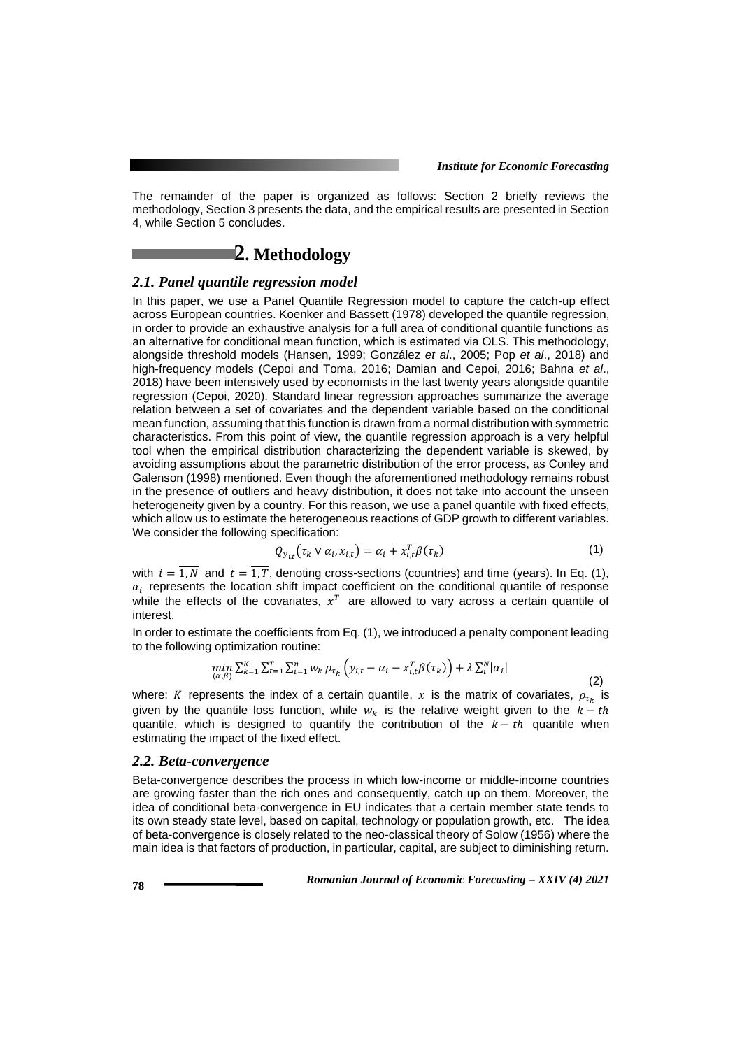The remainder of the paper is organized as follows: Section 2 briefly reviews the methodology, Section 3 presents the data, and the empirical results are presented in Section 4, while Section 5 concludes.

# 2. Methodology

## *2.1. Panel quantile regression model*

In this paper, we use a Panel Quantile Regression model to capture the catch-up effect across European countries. Koenker and Bassett (1978) developed the quantile regression, in order to provide an exhaustive analysis for a full area of conditional quantile functions as an alternative for conditional mean function, which is estimated via OLS. This methodology, alongside threshold models (Hansen, 1999; González *et al*., 2005; Pop *et al*., 2018) and high-frequency models (Cepoi and Toma, 2016; Damian and Cepoi, 2016; Bahna *et al*., 2018) have been intensively used by economists in the last twenty years alongside quantile regression (Cepoi, 2020). Standard linear regression approaches summarize the average relation between a set of covariates and the dependent variable based on the conditional mean function, assuming that this function is drawn from a normal distribution with symmetric characteristics. From this point of view, the quantile regression approach is a very helpful tool when the empirical distribution characterizing the dependent variable is skewed, by avoiding assumptions about the parametric distribution of the error process, as Conley and Galenson (1998) mentioned. Even though the aforementioned methodology remains robust in the presence of outliers and heavy distribution, it does not take into account the unseen heterogeneity given by a country. For this reason, we use a panel quantile with fixed effects, which allow us to estimate the heterogeneous reactions of GDP growth to different variables. We consider the following specification:

$$Q_{y_{i,t}}\left(\tau_k \vee \alpha_i, x_{i,t}\right) = \alpha_i + x_{i,t}^T \beta(\tau_k) \tag{1}$$

with $i = \overline{1,N}$ and $t = \overline{1,T}$, denoting cross-sections (countries) and time (years). In Eq. (1), $\alpha_i$ represents the location shift impact coefficient on the conditional quantile of response while the effects of the covariates, $x^T$ are allowed to vary across a certain quantile of interest.

In order to estimate the coefficients from Eq. (1), we introduced a penalty component leading to the following optimization routine:

$$\min_{(\alpha,\beta)} \sum_{k=1}^{K} \sum_{t=1}^{T} \sum_{i=1}^{n} w_k \, \rho_{\tau_k} \left( y_{i,t} - \alpha_i - x_{i,t}^T \beta(\tau_k) \right) + \lambda \sum_{i}^{N} |\alpha_i| \tag{2}$$

where: $K$ represents the index of a certain quantile, $x$ is the matrix of covariates, $\rho_{\tau_k}$ is given by the quantile loss function, while $w_k$ is the relative weight given to the $k-th$ quantile, which is designed to quantify the contribution of the $k-th$ quantile when estimating the impact of the fixed effect.

## *2.2. Beta-convergence*

Beta-convergence describes the process in which low-income or middle-income countries are growing faster than the rich ones and consequently, catch up on them. Moreover, the idea of conditional beta-convergence in EU indicates that a certain member state tends to its own steady state level, based on capital, technology or population growth, etc. The idea of beta-convergence is closely related to the neo-classical theory of Solow (1956) where the main idea is that factors of production, in particular, capital, are subject to diminishing return.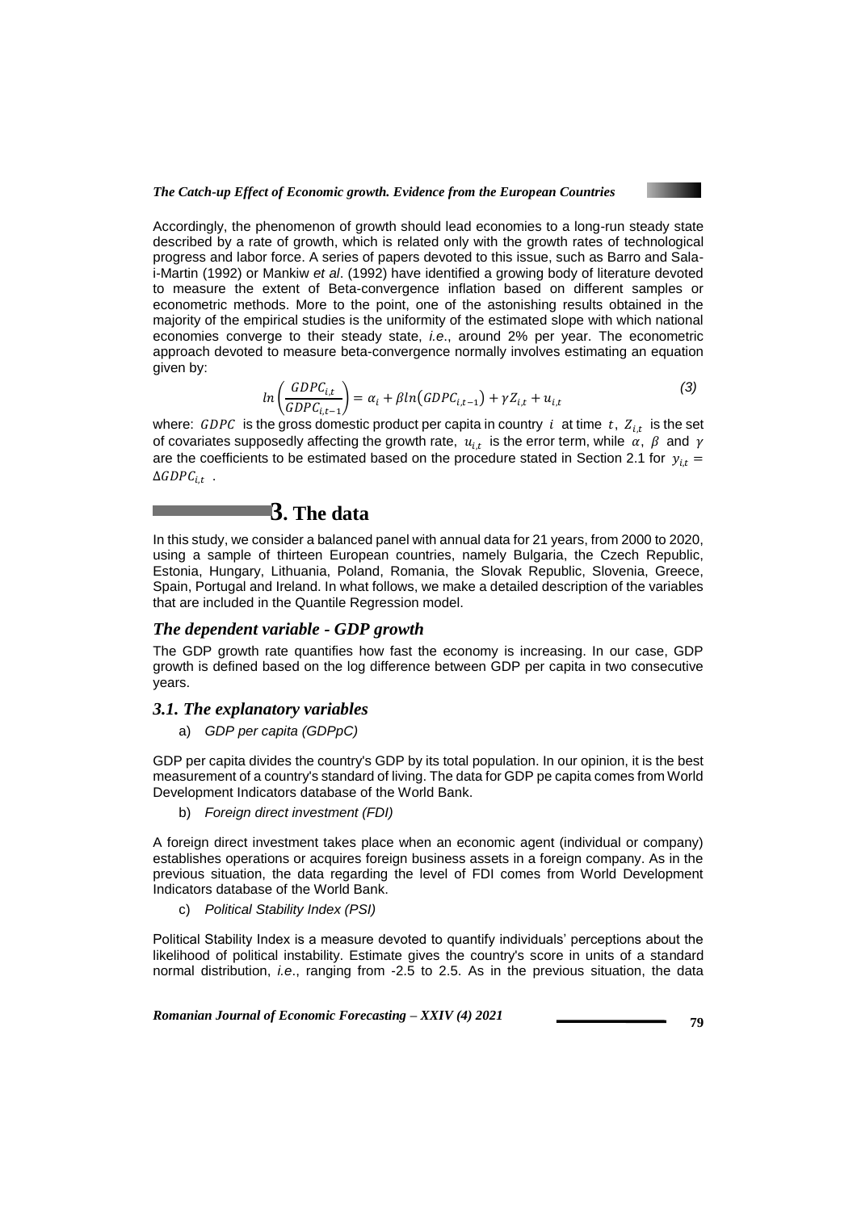Accordingly, the phenomenon of growth should lead economies to a long-run steady state described by a rate of growth, which is related only with the growth rates of technological progress and labor force. A series of papers devoted to this issue, such as Barro and Sala-i-Martin (1992) or Mankiw *et al*. (1992) have identified a growing body of literature devoted to measure the extent of Beta-convergence inflation based on different samples or econometric methods. More to the point, one of the astonishing results obtained in the majority of the empirical studies is the uniformity of the estimated slope with which national economies converge to their steady state, *i.e*., around 2% per year. The econometric approach devoted to measure beta-convergence normally involves estimating an equation given by:

$$ln\left(\frac{GDPC_{i,t}}{GDPC_{i,t-1}}\right) = \alpha_i + \beta ln\left(GDPC_{i,t-1}\right) + \gamma Z_{i,t} + u_{i,t} \tag{3}$$

where: $GDPC$ is the gross domestic product per capita in country $i$ at time $t$, $Z_{i,t}$ is the set of covariates supposedly affecting the growth rate, $u_{i,t}$ is the error term, while $\alpha$, $\beta$ and $\gamma$ are the coefficients to be estimated based on the procedure stated in Section 2.1 for $y_{i,t} = \Delta GDPC_{i,t}$ .

# 3. The data

In this study, we consider a balanced panel with annual data for 21 years, from 2000 to 2020, using a sample of thirteen European countries, namely Bulgaria, the Czech Republic, Estonia, Hungary, Lithuania, Poland, Romania, the Slovak Republic, Slovenia, Greece, Spain, Portugal and Ireland. In what follows, we make a detailed description of the variables that are included in the Quantile Regression model.

## *The dependent variable - GDP growth*

The GDP growth rate quantifies how fast the economy is increasing. In our case, GDP growth is defined based on the log difference between GDP per capita in two consecutive years.

## *3.1. The explanatory variables*

a) *GDP per capita (GDPpC)*

GDP per capita divides the country's GDP by its total population. In our opinion, it is the best measurement of a country's standard of living. The data for GDP pe capita comes from World Development Indicators database of the World Bank.

b) *Foreign direct investment (FDI)*

A foreign direct investment takes place when an economic agent (individual or company) establishes operations or acquires foreign business assets in a foreign company. As in the previous situation, the data regarding the level of FDI comes from World Development Indicators database of the World Bank.

c) *Political Stability Index (PSI)*

Political Stability Index is a measure devoted to quantify individuals' perceptions about the likelihood of political instability. Estimate gives the country's score in units of a standard normal distribution, *i.e*., ranging from -2.5 to 2.5. As in the previous situation, the data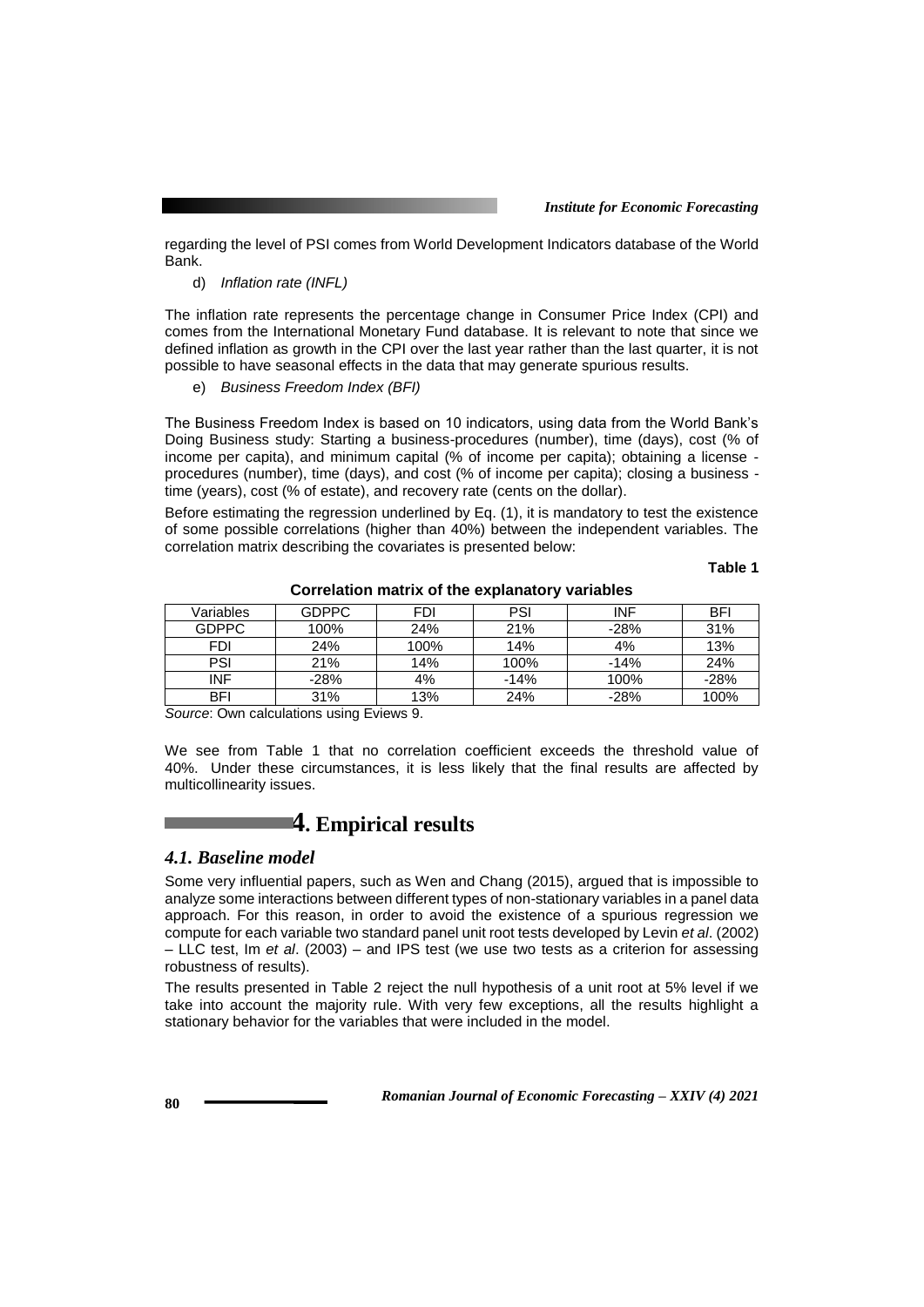regarding the level of PSI comes from World Development Indicators database of the World Bank.

d) *Inflation rate (INFL)*

The inflation rate represents the percentage change in Consumer Price Index (CPI) and comes from the International Monetary Fund database. It is relevant to note that since we defined inflation as growth in the CPI over the last year rather than the last quarter, it is not possible to have seasonal effects in the data that may generate spurious results.

e) *Business Freedom Index (BFI)*

The Business Freedom Index is based on 10 indicators, using data from the World Bank's Doing Business study: Starting a business-procedures (number), time (days), cost (% of income per capita), and minimum capital (% of income per capita); obtaining a license - procedures (number), time (days), and cost (% of income per capita); closing a business - time (years), cost (% of estate), and recovery rate (cents on the dollar).

Before estimating the regression underlined by Eq. (1), it is mandatory to test the existence of some possible correlations (higher than 40%) between the independent variables. The correlation matrix describing the covariates is presented below:

**Table 1**

**Correlation matrix of the explanatory variables**

| Variables | GDPPC | FDI | PSI | INF | BFI |
|---|---|---|---|---|---|
| GDPPC | 100% | 24% | 21% | -28% | 31% |
| FDI | 24% | 100% | 14% | 4% | 13% |
| PSI | 21% | 14% | 100% | -14% | 24% |
| INF | -28% | 4% | -14% | 100% | -28% |
| BFI | 31% | 13% | 24% | -28% | 100% |

*Source*: Own calculations using Eviews 9.

We see from Table 1 that no correlation coefficient exceeds the threshold value of 40%. Under these circumstances, it is less likely that the final results are affected by multicollinearity issues.

# 4. Empirical results

## *4.1. Baseline model*

Some very influential papers, such as Wen and Chang (2015), argued that is impossible to analyze some interactions between different types of non-stationary variables in a panel data approach. For this reason, in order to avoid the existence of a spurious regression we compute for each variable two standard panel unit root tests developed by Levin *et al*. (2002) – LLC test, Im *et al*. (2003) – and IPS test (we use two tests as a criterion for assessing robustness of results).

The results presented in Table 2 reject the null hypothesis of a unit root at 5% level if we take into account the majority rule. With very few exceptions, all the results highlight a stationary behavior for the variables that were included in the model.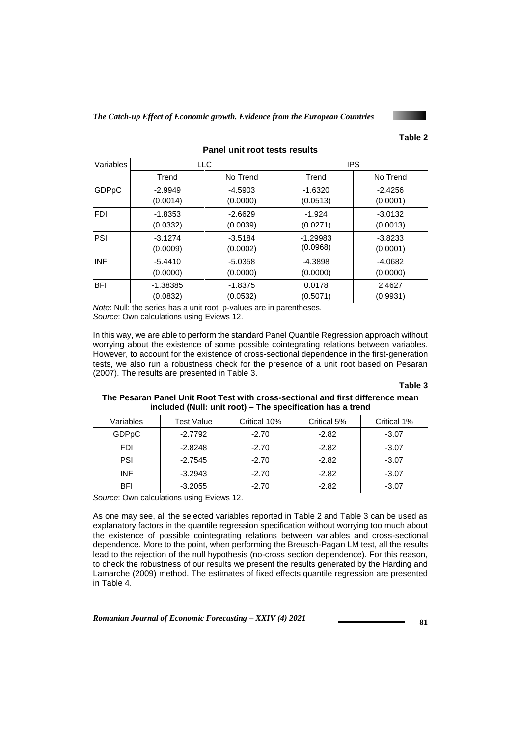**Table 2**

**Panel unit root tests results**

| Variables | LLC | | IPS | |
|---|---|---|---|---|
| | Trend | No Trend | Trend | No Trend |
| GDPpC | -2.9949 (0.0014) | -4.5903 (0.0000) | -1.6320 (0.0513) | -2.4256 (0.0001) |
| FDI | -1.8353 (0.0332) | -2.6629 (0.0039) | -1.924 (0.0271) | -3.0132 (0.0013) |
| PSI | -3.1274 (0.0009) | -3.5184 (0.0002) | -1.29983 (0.0968) | -3.8233 (0.0001) |
| INF | -5.4410 (0.0000) | -5.0358 (0.0000) | -4.3898 (0.0000) | -4.0682 (0.0000) |
| BFI | -1.38385 (0.0832) | -1.8375 (0.0532) | 0.0178 (0.5071) | 2.4627 (0.9931) |

*Note*: Null: the series has a unit root; p-values are in parentheses.
*Source*: Own calculations using Eviews 12.

In this way, we are able to perform the standard Panel Quantile Regression approach without worrying about the existence of some possible cointegrating relations between variables. However, to account for the existence of cross-sectional dependence in the first-generation tests, we also run a robustness check for the presence of a unit root based on Pesaran (2007). The results are presented in Table 3.

**Table 3**

**The Pesaran Panel Unit Root Test with cross-sectional and first difference mean included (Null: unit root) – The specification has a trend**

| Variables | Test Value | Critical 10% | Critical 5% | Critical 1% |
|---|---|---|---|---|
| GDPpC | -2.7792 | -2.70 | -2.82 | -3.07 |
| FDI | -2.8248 | -2.70 | -2.82 | -3.07 |
| PSI | -2.7545 | -2.70 | -2.82 | -3.07 |
| INF | -3.2943 | -2.70 | -2.82 | -3.07 |
| BFI | -3.2055 | -2.70 | -2.82 | -3.07 |

*Source*: Own calculations using Eviews 12.

As one may see, all the selected variables reported in Table 2 and Table 3 can be used as explanatory factors in the quantile regression specification without worrying too much about the existence of possible cointegrating relations between variables and cross-sectional dependence. More to the point, when performing the Breusch-Pagan LM test, all the results lead to the rejection of the null hypothesis (no-cross section dependence). For this reason, to check the robustness of our results we present the results generated by the Harding and Lamarche (2009) method. The estimates of fixed effects quantile regression are presented in Table 4.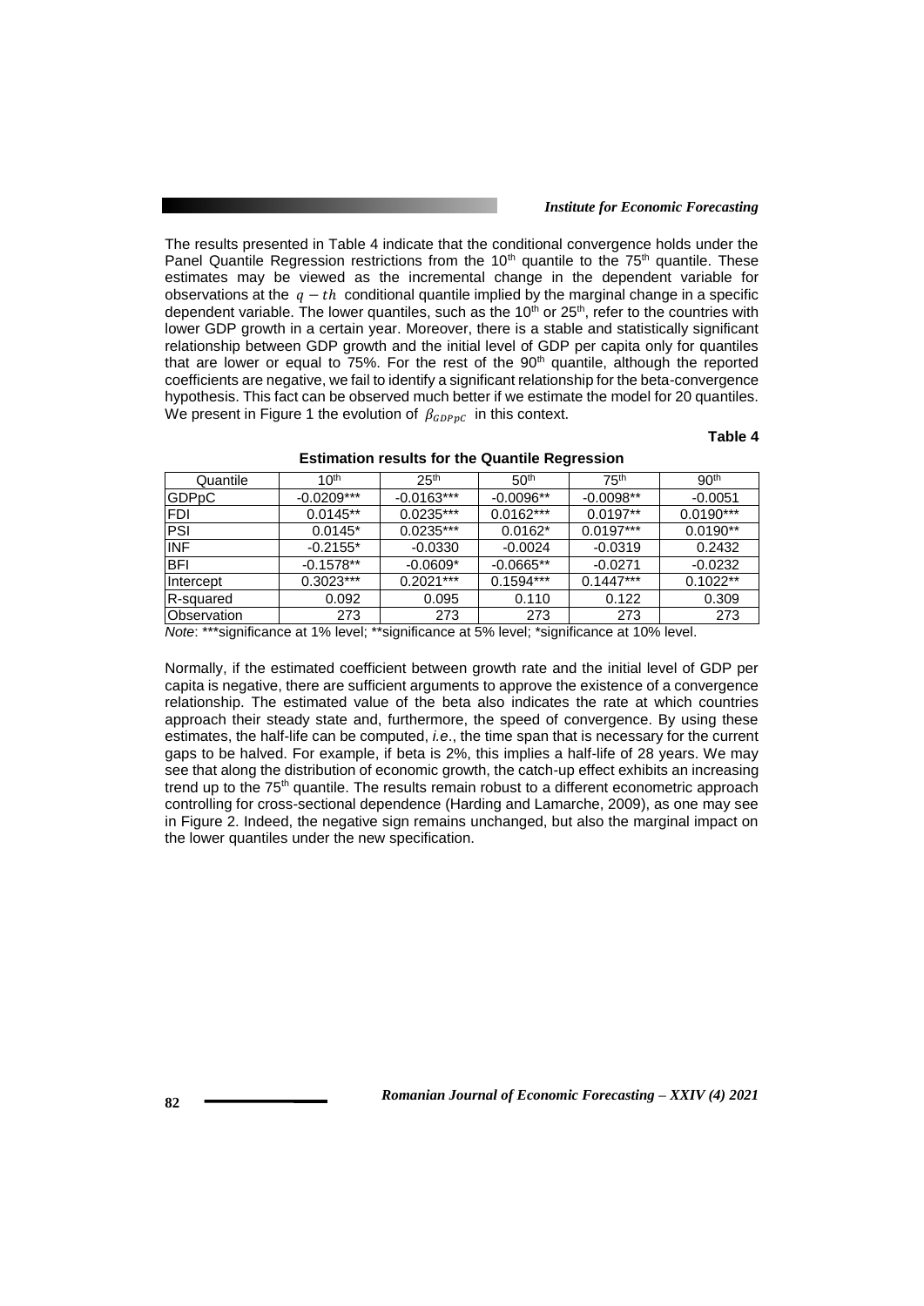The results presented in Table 4 indicate that the conditional convergence holds under the Panel Quantile Regression restrictions from the $10^{th}$ quantile to the $75^{th}$ quantile. These estimates may be viewed as the incremental change in the dependent variable for observations at the $q-th$ conditional quantile implied by the marginal change in a specific dependent variable. The lower quantiles, such as the $10^{th}$ or $25^{th}$, refer to the countries with lower GDP growth in a certain year. Moreover, there is a stable and statistically significant relationship between GDP growth and the initial level of GDP per capita only for quantiles that are lower or equal to 75%. For the rest of the $90^{th}$ quantile, although the reported coefficients are negative, we fail to identify a significant relationship for the beta-convergence hypothesis. This fact can be observed much better if we estimate the model for 20 quantiles. We present in Figure 1 the evolution of $\beta_{GDPpC}$ in this context.

**Table 4**

**Estimation results for the Quantile Regression**

| Quantile | $10^{th}$ | $25^{th}$ | $50^{th}$ | $75^{th}$ | $90^{th}$ |
|---|---|---|---|---|---|
| GDPpC | -0.0209*** | -0.0163*** | -0.0096** | -0.0098** | -0.0051 |
| FDI | 0.0145** | 0.0235*** | 0.0162*** | 0.0197** | 0.0190*** |
| PSI | 0.0145* | 0.0235*** | 0.0162* | 0.0197*** | 0.0190** |
| INF | -0.2155* | -0.0330 | -0.0024 | -0.0319 | 0.2432 |
| BFI | -0.1578** | -0.0609* | -0.0665** | -0.0271 | -0.0232 |
| Intercept | 0.3023*** | 0.2021*** | 0.1594*** | 0.1447*** | 0.1022** |
| R-squared | 0.092 | 0.095 | 0.110 | 0.122 | 0.309 |
| Observation | 273 | 273 | 273 | 273 | 273 |

*Note*: ***significance at 1% level; **significance at 5% level; *significance at 10% level.

Normally, if the estimated coefficient between growth rate and the initial level of GDP per capita is negative, there are sufficient arguments to approve the existence of a convergence relationship. The estimated value of the beta also indicates the rate at which countries approach their steady state and, furthermore, the speed of convergence. By using these estimates, the half-life can be computed, *i.e.*, the time span that is necessary for the current gaps to be halved. For example, if beta is 2%, this implies a half-life of 28 years. We may see that along the distribution of economic growth, the catch-up effect exhibits an increasing trend up to the $75^{th}$ quantile. The results remain robust to a different econometric approach controlling for cross-sectional dependence (Harding and Lamarche, 2009), as one may see in Figure 2. Indeed, the negative sign remains unchanged, but also the marginal impact on the lower quantiles under the new specification.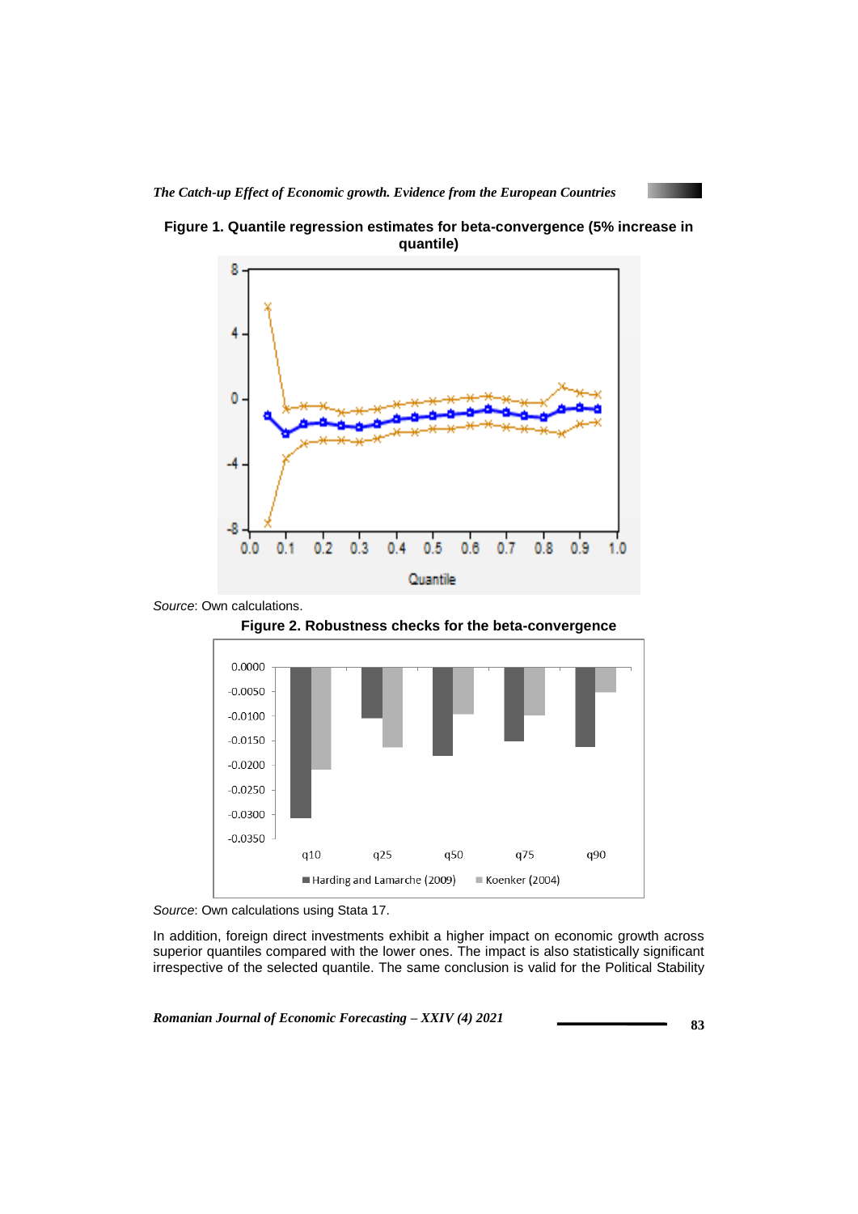**Figure 1. Quantile regression estimates for beta-convergence (5% increase in quantile)**

*Source*: Own calculations.

**Figure 2. Robustness checks for the beta-convergence**

*Source*: Own calculations using Stata 17.

In addition, foreign direct investments exhibit a higher impact on economic growth across superior quantiles compared with the lower ones. The impact is also statistically significant irrespective of the selected quantile. The same conclusion is valid for the Political Stability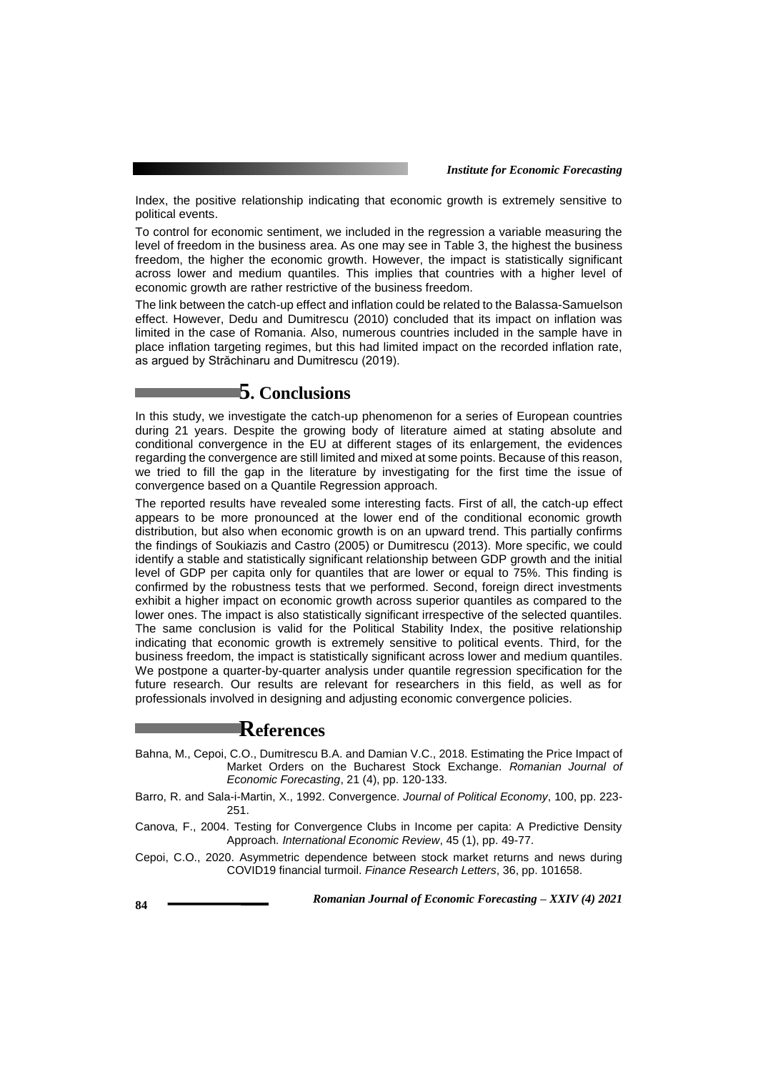Index, the positive relationship indicating that economic growth is extremely sensitive to political events.

To control for economic sentiment, we included in the regression a variable measuring the level of freedom in the business area. As one may see in Table 3, the highest the business freedom, the higher the economic growth. However, the impact is statistically significant across lower and medium quantiles. This implies that countries with a higher level of economic growth are rather restrictive of the business freedom.

The link between the catch-up effect and inflation could be related to the Balassa-Samuelson effect. However, Dedu and Dumitrescu (2010) concluded that its impact on inflation was limited in the case of Romania. Also, numerous countries included in the sample have in place inflation targeting regimes, but this had limited impact on the recorded inflation rate, as argued by Străchinaru and Dumitrescu (2019).

## 5. Conclusions

In this study, we investigate the catch-up phenomenon for a series of European countries during 21 years. Despite the growing body of literature aimed at stating absolute and conditional convergence in the EU at different stages of its enlargement, the evidences regarding the convergence are still limited and mixed at some points. Because of this reason, we tried to fill the gap in the literature by investigating for the first time the issue of convergence based on a Quantile Regression approach.

The reported results have revealed some interesting facts. First of all, the catch-up effect appears to be more pronounced at the lower end of the conditional economic growth distribution, but also when economic growth is on an upward trend. This partially confirms the findings of Soukiazis and Castro (2005) or Dumitrescu (2013). More specific, we could identify a stable and statistically significant relationship between GDP growth and the initial level of GDP per capita only for quantiles that are lower or equal to 75%. This finding is confirmed by the robustness tests that we performed. Second, foreign direct investments exhibit a higher impact on economic growth across superior quantiles as compared to the lower ones. The impact is also statistically significant irrespective of the selected quantiles. The same conclusion is valid for the Political Stability Index, the positive relationship indicating that economic growth is extremely sensitive to political events. Third, for the business freedom, the impact is statistically significant across lower and medium quantiles. We postpone a quarter-by-quarter analysis under quantile regression specification for the future research. Our results are relevant for researchers in this field, as well as for professionals involved in designing and adjusting economic convergence policies.

## References

Bahna, M., Cepoi, C.O., Dumitrescu B.A. and Damian V.C., 2018. Estimating the Price Impact of Market Orders on the Bucharest Stock Exchange. *Romanian Journal of Economic Forecasting*, 21 (4), pp. 120-133.

Barro, R. and Sala-i-Martin, X., 1992. Convergence. *Journal of Political Economy*, 100, pp. 223-251.

Canova, F., 2004. Testing for Convergence Clubs in Income per capita: A Predictive Density Approach*. International Economic Review*, 45 (1), pp. 49-77.

Cepoi, C.O., 2020. Asymmetric dependence between stock market returns and news during COVID19 financial turmoil. *Finance Research Letters*, 36, pp. 101658.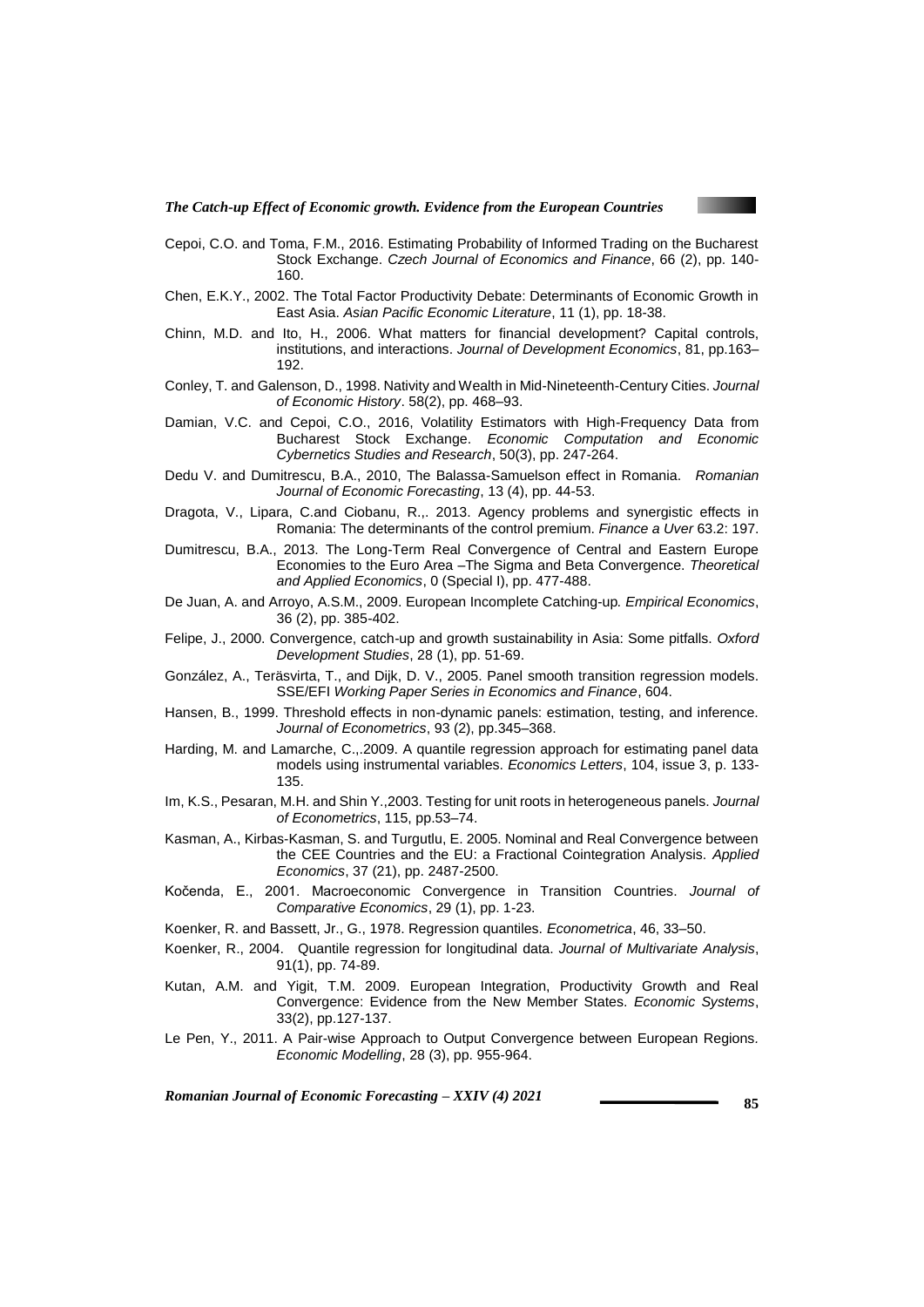Cepoi, C.O. and Toma, F.M., 2016. Estimating Probability of Informed Trading on the Bucharest Stock Exchange. *Czech Journal of Economics and Finance*, 66 (2), pp. 140-160.

Chen, E.K.Y., 2002. The Total Factor Productivity Debate: Determinants of Economic Growth in East Asia. *Asian Pacific Economic Literature*, 11 (1), pp. 18-38.

Chinn, M.D. and Ito, H., 2006. What matters for financial development? Capital controls, institutions, and interactions. *Journal of Development Economics*, 81, pp.163–192.

Conley, T. and Galenson, D., 1998. Nativity and Wealth in Mid-Nineteenth-Century Cities. *Journal of Economic History*. 58(2), pp. 468–93.

Damian, V.C. and Cepoi, C.O., 2016, Volatility Estimators with High-Frequency Data from Bucharest Stock Exchange. *Economic Computation and Economic Cybernetics Studies and Research*, 50(3), pp. 247-264.

Dedu V. and Dumitrescu, B.A., 2010, The Balassa-Samuelson effect in Romania. *Romanian Journal of Economic Forecasting*, 13 (4), pp. 44-53.

Dragota, V., Lipara, C.and Ciobanu, R.,. 2013. Agency problems and synergistic effects in Romania: The determinants of the control premium. *Finance a Uver* 63.2: 197.

Dumitrescu, B.A., 2013. The Long-Term Real Convergence of Central and Eastern Europe Economies to the Euro Area –The Sigma and Beta Convergence. *Theoretical and Applied Economics*, 0 (Special I), pp. 477-488.

De Juan, A. and Arroyo, A.S.M., 2009. European Incomplete Catching-up*. Empirical Economics*, 36 (2), pp. 385-402.

Felipe, J., 2000. Convergence, catch-up and growth sustainability in Asia: Some pitfalls. *Oxford Development Studies*, 28 (1), pp. 51-69.

González, A., Teräsvirta, T., and Dijk, D. V., 2005. Panel smooth transition regression models. SSE/EFI *Working Paper Series in Economics and Finance*, 604.

Hansen, B., 1999. Threshold effects in non-dynamic panels: estimation, testing, and inference. *Journal of Econometrics*, 93 (2), pp.345–368.

Harding, M. and Lamarche, C.,.2009. A quantile regression approach for estimating panel data models using instrumental variables. *Economics Letters*, 104, issue 3, p. 133-135.

Im, K.S., Pesaran, M.H. and Shin Y.,2003. Testing for unit roots in heterogeneous panels. *Journal of Econometrics*, 115, pp.53–74.

Kasman, A., Kirbas-Kasman, S. and Turgutlu, E. 2005. Nominal and Real Convergence between the CEE Countries and the EU: a Fractional Cointegration Analysis. *Applied Economics*, 37 (21), pp. 2487-2500.

Kočenda, E., 2001. Macroeconomic Convergence in Transition Countries. *Journal of Comparative Economics*, 29 (1), pp. 1-23.

Koenker, R. and Bassett, Jr., G., 1978. Regression quantiles. *Econometrica*, 46, 33–50.

Koenker, R., 2004. Quantile regression for longitudinal data. *Journal of Multivariate Analysis*, 91(1), pp. 74-89.

Kutan, A.M. and Yigit, T.M. 2009. European Integration, Productivity Growth and Real Convergence: Evidence from the New Member States. *Economic Systems*, 33(2), pp.127-137.

Le Pen, Y., 2011. A Pair-wise Approach to Output Convergence between European Regions. *Economic Modelling*, 28 (3), pp. 955-964.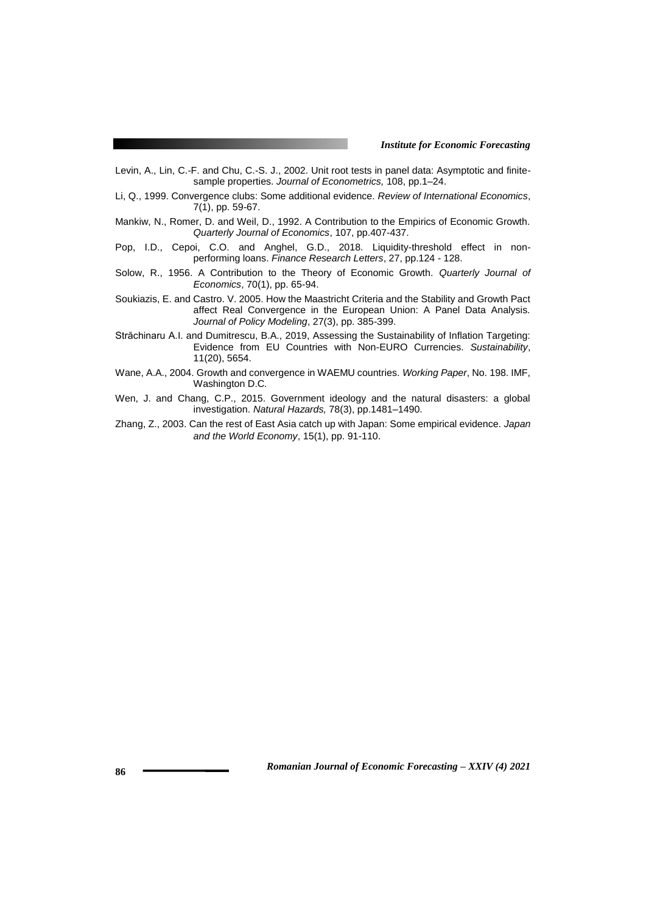Levin, A., Lin, C.-F. and Chu, C.-S. J., 2002. Unit root tests in panel data: Asymptotic and finite-sample properties. *Journal of Econometrics,* 108, pp.1–24.

Li, Q., 1999. Convergence clubs: Some additional evidence. *Review of International Economics*, 7(1), pp. 59-67.

Mankiw, N., Romer, D. and Weil, D., 1992. A Contribution to the Empirics of Economic Growth. *Quarterly Journal of Economics*, 107, pp.407-437.

Pop, I.D., Cepoi, C.O. and Anghel, G.D., 2018. Liquidity-threshold effect in non-performing loans. *Finance Research Letters*, 27, pp.124 - 128.

Solow, R., 1956. A Contribution to the Theory of Economic Growth. *Quarterly Journal of Economics*, 70(1), pp. 65-94.

Soukiazis, E. and Castro. V. 2005. How the Maastricht Criteria and the Stability and Growth Pact affect Real Convergence in the European Union: A Panel Data Analysis. *Journal of Policy Modeling*, 27(3), pp. 385-399.

Străchinaru A.I. and Dumitrescu, B.A., 2019, Assessing the Sustainability of Inflation Targeting: Evidence from EU Countries with Non-EURO Currencies. *Sustainability*, 11(20), 5654.

Wane, A.A., 2004. Growth and convergence in WAEMU countries. *Working Paper*, No. 198. IMF, Washington D.C.

Wen, J. and Chang, C.P., 2015. Government ideology and the natural disasters: a global investigation. *Natural Hazards,* 78(3), pp.1481–1490.

Zhang, Z., 2003. Can the rest of East Asia catch up with Japan: Some empirical evidence. *Japan and the World Economy*, 15(1), pp. 91-110.